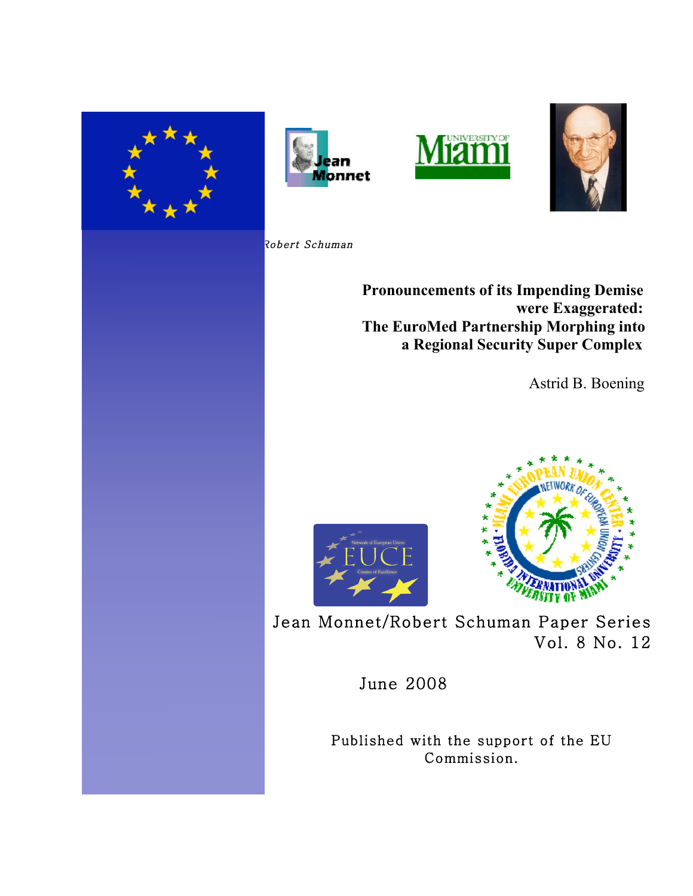Robert Schuman

# Pronouncements of its Impending Demise were Exaggerated: The EuroMed Partnership Morphing into a Regional Security Super Complex

Astrid B. Boening

Jean Monnet/Robert Schuman Paper Series
Vol. 8 No. 12

June 2008

Published with the support of the EU Commission.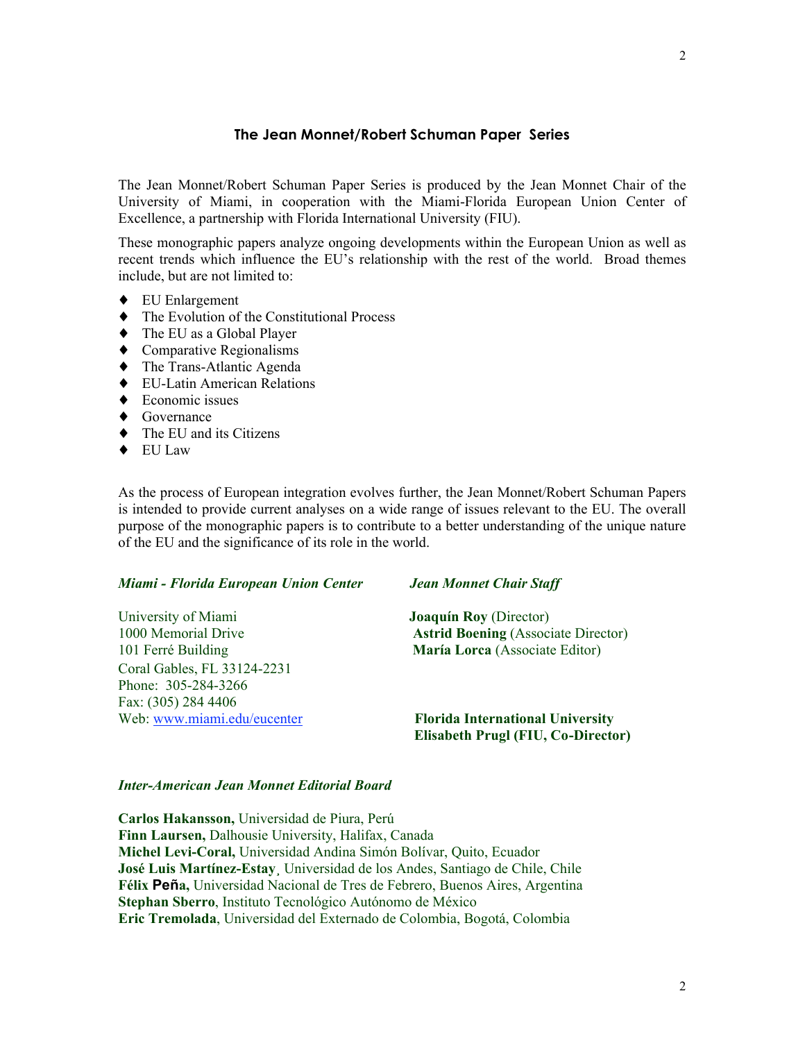## The Jean Monnet/Robert Schuman Paper Series

The Jean Monnet/Robert Schuman Paper Series is produced by the Jean Monnet Chair of the University of Miami, in cooperation with the Miami-Florida European Union Center of Excellence, a partnership with Florida International University (FIU).

These monographic papers analyze ongoing developments within the European Union as well as recent trends which influence the EU's relationship with the rest of the world. Broad themes include, but are not limited to:

- EU Enlargement
- The Evolution of the Constitutional Process
- The EU as a Global Player
- Comparative Regionalisms
- The Trans-Atlantic Agenda
- EU-Latin American Relations
- Economic issues
- Governance
- The EU and its Citizens
- EU Law

As the process of European integration evolves further, the Jean Monnet/Robert Schuman Papers is intended to provide current analyses on a wide range of issues relevant to the EU. The overall purpose of the monographic papers is to contribute to a better understanding of the unique nature of the EU and the significance of its role in the world.

***Miami - Florida European Union Center***

University of Miami
1000 Memorial Drive
101 Ferré Building
Coral Gables, FL 33124-2231
Phone: 305-284-3266
Fax: (305) 284 4406
Web: www.miami.edu/eucenter

***Jean Monnet Chair Staff***

**Joaquín Roy** (Director)
**Astrid Boening** (Associate Director)
**María Lorca** (Associate Editor)

**Florida International University**
**Elisabeth Prugl (FIU, Co-Director)**

***Inter-American Jean Monnet Editorial Board***

**Carlos Hakansson,** Universidad de Piura, Perú
**Finn Laursen,** Dalhousie University, Halifax, Canada
**Michel Levi-Coral,** Universidad Andina Simón Bolívar, Quito, Ecuador
**José Luis Martínez-Estay**¸ Universidad de los Andes, Santiago de Chile, Chile
**Félix Peña,** Universidad Nacional de Tres de Febrero, Buenos Aires, Argentina
**Stephan Sberro**, Instituto Tecnológico Autónomo de México
**Eric Tremolada**, Universidad del Externado de Colombia, Bogotá, Colombia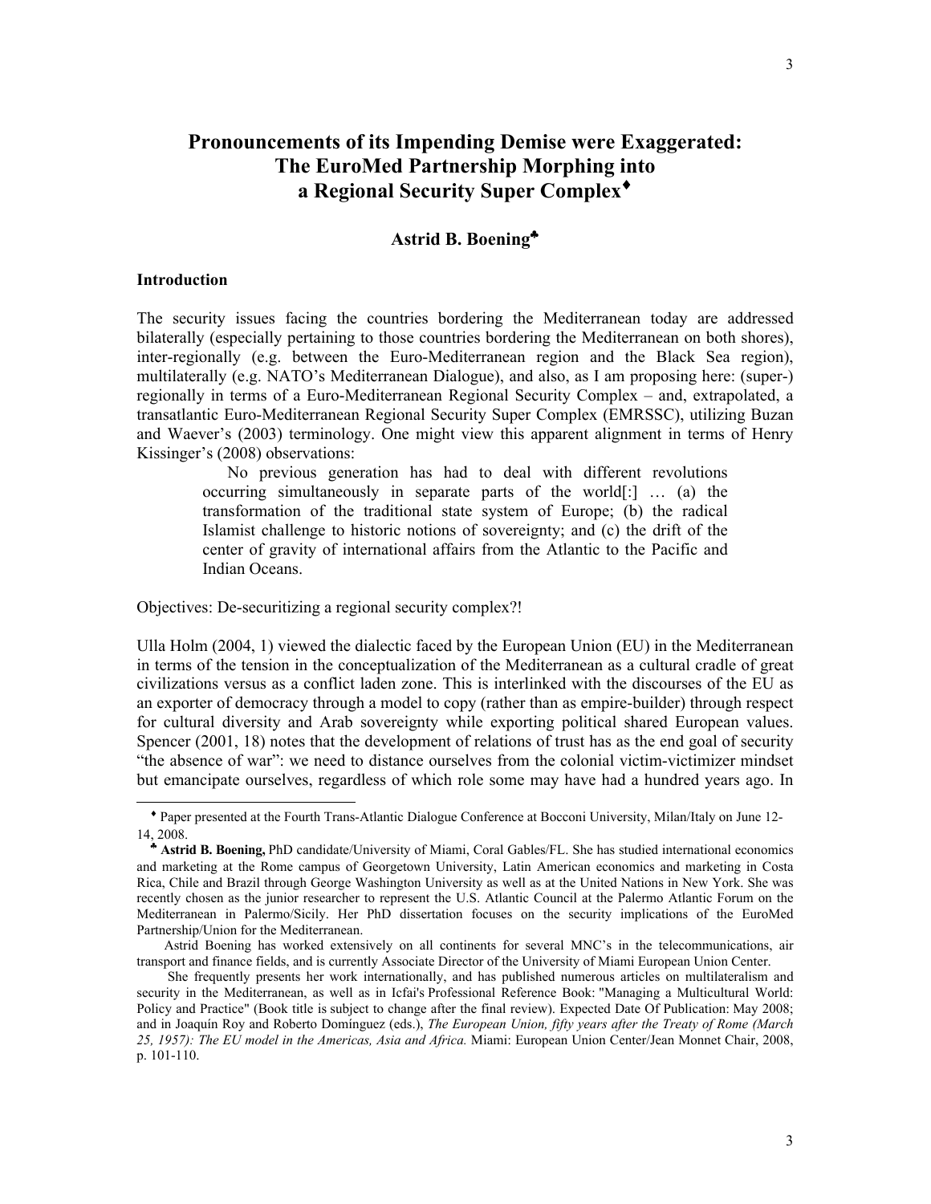# Pronouncements of its Impending Demise were Exaggerated: The EuroMed Partnership Morphing into a Regional Security Super Complex♦

**Astrid B. Boening♣**

## Introduction

The security issues facing the countries bordering the Mediterranean today are addressed bilaterally (especially pertaining to those countries bordering the Mediterranean on both shores), inter-regionally (e.g. between the Euro-Mediterranean region and the Black Sea region), multilaterally (e.g. NATO's Mediterranean Dialogue), and also, as I am proposing here: (super-) regionally in terms of a Euro-Mediterranean Regional Security Complex – and, extrapolated, a transatlantic Euro-Mediterranean Regional Security Super Complex (EMRSSC), utilizing Buzan and Waever's (2003) terminology. One might view this apparent alignment in terms of Henry Kissinger's (2008) observations:

> No previous generation has had to deal with different revolutions occurring simultaneously in separate parts of the world[:] … (a) the transformation of the traditional state system of Europe; (b) the radical Islamist challenge to historic notions of sovereignty; and (c) the drift of the center of gravity of international affairs from the Atlantic to the Pacific and Indian Oceans.

Objectives: De-securitizing a regional security complex?!

Ulla Holm (2004, 1) viewed the dialectic faced by the European Union (EU) in the Mediterranean in terms of the tension in the conceptualization of the Mediterranean as a cultural cradle of great civilizations versus as a conflict laden zone. This is interlinked with the discourses of the EU as an exporter of democracy through a model to copy (rather than as empire-builder) through respect for cultural diversity and Arab sovereignty while exporting political shared European values. Spencer (2001, 18) notes that the development of relations of trust has as the end goal of security "the absence of war": we need to distance ourselves from the colonial victim-victimizer mindset but emancipate ourselves, regardless of which role some may have had a hundred years ago. In

---

♦ Paper presented at the Fourth Trans-Atlantic Dialogue Conference at Bocconi University, Milan/Italy on June 12-14, 2008.

♣ **Astrid B. Boening,** PhD candidate/University of Miami, Coral Gables/FL. She has studied international economics and marketing at the Rome campus of Georgetown University, Latin American economics and marketing in Costa Rica, Chile and Brazil through George Washington University as well as at the United Nations in New York. She was recently chosen as the junior researcher to represent the U.S. Atlantic Council at the Palermo Atlantic Forum on the Mediterranean in Palermo/Sicily. Her PhD dissertation focuses on the security implications of the EuroMed Partnership/Union for the Mediterranean.

Astrid Boening has worked extensively on all continents for several MNC's in the telecommunications, air transport and finance fields, and is currently Associate Director of the University of Miami European Union Center.

She frequently presents her work internationally, and has published numerous articles on multilateralism and security in the Mediterranean, as well as in Icfai's Professional Reference Book: "Managing a Multicultural World: Policy and Practice" (Book title is subject to change after the final review). Expected Date Of Publication: May 2008; and in Joaquín Roy and Roberto Domínguez (eds.), *The European Union, fifty years after the Treaty of Rome (March 25, 1957): The EU model in the Americas, Asia and Africa.* Miami: European Union Center/Jean Monnet Chair, 2008, p. 101-110.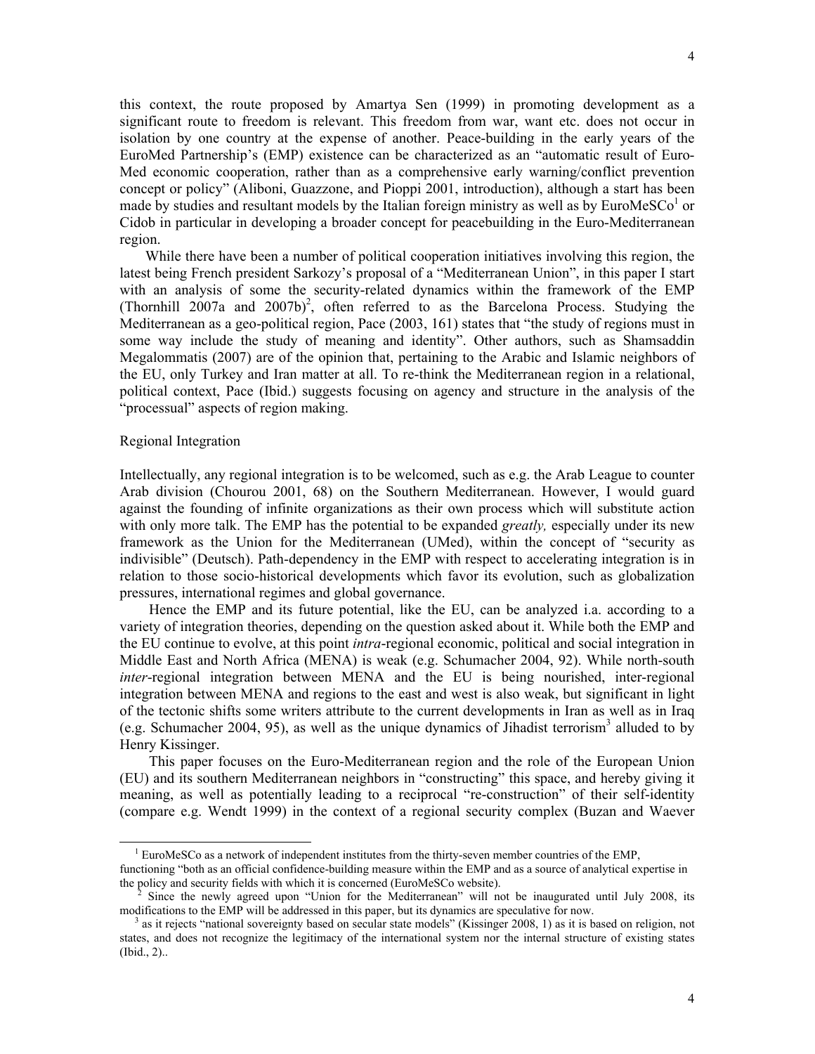this context, the route proposed by Amartya Sen (1999) in promoting development as a significant route to freedom is relevant. This freedom from war, want etc. does not occur in isolation by one country at the expense of another. Peace-building in the early years of the EuroMed Partnership's (EMP) existence can be characterized as an "automatic result of Euro-Med economic cooperation, rather than as a comprehensive early warning/conflict prevention concept or policy" (Aliboni, Guazzone, and Pioppi 2001, introduction), although a start has been made by studies and resultant models by the Italian foreign ministry as well as by EuroMeSCo[1] or Cidob in particular in developing a broader concept for peacebuilding in the Euro-Mediterranean region.

While there have been a number of political cooperation initiatives involving this region, the latest being French president Sarkozy's proposal of a "Mediterranean Union", in this paper I start with an analysis of some the security-related dynamics within the framework of the EMP (Thornhill 2007a and 2007b)[2], often referred to as the Barcelona Process. Studying the Mediterranean as a geo-political region, Pace (2003, 161) states that "the study of regions must in some way include the study of meaning and identity". Other authors, such as Shamsaddin Megalommatis (2007) are of the opinion that, pertaining to the Arabic and Islamic neighbors of the EU, only Turkey and Iran matter at all. To re-think the Mediterranean region in a relational, political context, Pace (Ibid.) suggests focusing on agency and structure in the analysis of the "processual" aspects of region making.

## Regional Integration

Intellectually, any regional integration is to be welcomed, such as e.g. the Arab League to counter Arab division (Chourou 2001, 68) on the Southern Mediterranean. However, I would guard against the founding of infinite organizations as their own process which will substitute action with only more talk. The EMP has the potential to be expanded *greatly,* especially under its new framework as the Union for the Mediterranean (UMed), within the concept of "security as indivisible" (Deutsch). Path-dependency in the EMP with respect to accelerating integration is in relation to those socio-historical developments which favor its evolution, such as globalization pressures, international regimes and global governance.

Hence the EMP and its future potential, like the EU, can be analyzed i.a. according to a variety of integration theories, depending on the question asked about it. While both the EMP and the EU continue to evolve, at this point *intra*-regional economic, political and social integration in Middle East and North Africa (MENA) is weak (e.g. Schumacher 2004, 92). While north-south *inter*-regional integration between MENA and the EU is being nourished, inter-regional integration between MENA and regions to the east and west is also weak, but significant in light of the tectonic shifts some writers attribute to the current developments in Iran as well as in Iraq (e.g. Schumacher 2004, 95), as well as the unique dynamics of Jihadist terrorism[3] alluded to by Henry Kissinger.

This paper focuses on the Euro-Mediterranean region and the role of the European Union (EU) and its southern Mediterranean neighbors in "constructing" this space, and hereby giving it meaning, as well as potentially leading to a reciprocal "re-construction" of their self-identity (compare e.g. Wendt 1999) in the context of a regional security complex (Buzan and Waever

---

[1] EuroMeSCo as a network of independent institutes from the thirty-seven member countries of the EMP, functioning "both as an official confidence-building measure within the EMP and as a source of analytical expertise in the policy and security fields with which it is concerned (EuroMeSCo website).

[2] Since the newly agreed upon "Union for the Mediterranean" will not be inaugurated until July 2008, its modifications to the EMP will be addressed in this paper, but its dynamics are speculative for now.

[3] as it rejects "national sovereignty based on secular state models" (Kissinger 2008, 1) as it is based on religion, not states, and does not recognize the legitimacy of the international system nor the internal structure of existing states (Ibid., 2)..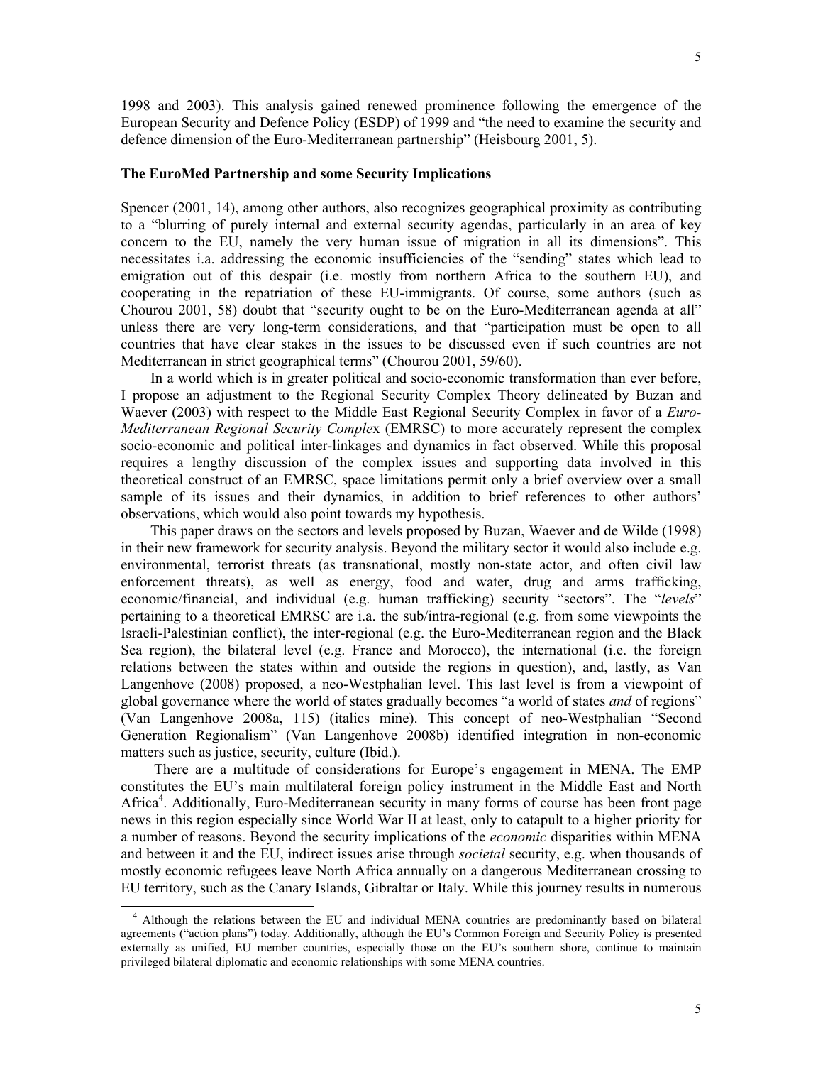1998 and 2003). This analysis gained renewed prominence following the emergence of the European Security and Defence Policy (ESDP) of 1999 and "the need to examine the security and defence dimension of the Euro-Mediterranean partnership" (Heisbourg 2001, 5).

## The EuroMed Partnership and some Security Implications

Spencer (2001, 14), among other authors, also recognizes geographical proximity as contributing to a "blurring of purely internal and external security agendas, particularly in an area of key concern to the EU, namely the very human issue of migration in all its dimensions". This necessitates i.a. addressing the economic insufficiencies of the "sending" states which lead to emigration out of this despair (i.e. mostly from northern Africa to the southern EU), and cooperating in the repatriation of these EU-immigrants. Of course, some authors (such as Chourou 2001, 58) doubt that "security ought to be on the Euro-Mediterranean agenda at all" unless there are very long-term considerations, and that "participation must be open to all countries that have clear stakes in the issues to be discussed even if such countries are not Mediterranean in strict geographical terms" (Chourou 2001, 59/60).

In a world which is in greater political and socio-economic transformation than ever before, I propose an adjustment to the Regional Security Complex Theory delineated by Buzan and Waever (2003) with respect to the Middle East Regional Security Complex in favor of a *Euro-Mediterranean Regional Security Complex* (EMRSC) to more accurately represent the complex socio-economic and political inter-linkages and dynamics in fact observed. While this proposal requires a lengthy discussion of the complex issues and supporting data involved in this theoretical construct of an EMRSC, space limitations permit only a brief overview over a small sample of its issues and their dynamics, in addition to brief references to other authors' observations, which would also point towards my hypothesis.

This paper draws on the sectors and levels proposed by Buzan, Waever and de Wilde (1998) in their new framework for security analysis. Beyond the military sector it would also include e.g. environmental, terrorist threats (as transnational, mostly non-state actor, and often civil law enforcement threats), as well as energy, food and water, drug and arms trafficking, economic/financial, and individual (e.g. human trafficking) security "sectors". The "*levels*" pertaining to a theoretical EMRSC are i.a. the sub/intra-regional (e.g. from some viewpoints the Israeli-Palestinian conflict), the inter-regional (e.g. the Euro-Mediterranean region and the Black Sea region), the bilateral level (e.g. France and Morocco), the international (i.e. the foreign relations between the states within and outside the regions in question), and, lastly, as Van Langenhove (2008) proposed, a neo-Westphalian level. This last level is from a viewpoint of global governance where the world of states gradually becomes "a world of states *and* of regions" (Van Langenhove 2008a, 115) (italics mine). This concept of neo-Westphalian "Second Generation Regionalism" (Van Langenhove 2008b) identified integration in non-economic matters such as justice, security, culture (Ibid.).

There are a multitude of considerations for Europe's engagement in MENA. The EMP constitutes the EU's main multilateral foreign policy instrument in the Middle East and North Africa[4]. Additionally, Euro-Mediterranean security in many forms of course has been front page news in this region especially since World War II at least, only to catapult to a higher priority for a number of reasons. Beyond the security implications of the *economic* disparities within MENA and between it and the EU, indirect issues arise through *societal* security, e.g. when thousands of mostly economic refugees leave North Africa annually on a dangerous Mediterranean crossing to EU territory, such as the Canary Islands, Gibraltar or Italy. While this journey results in numerous

---

[4] Although the relations between the EU and individual MENA countries are predominantly based on bilateral agreements ("action plans") today. Additionally, although the EU's Common Foreign and Security Policy is presented externally as unified, EU member countries, especially those on the EU's southern shore, continue to maintain privileged bilateral diplomatic and economic relationships with some MENA countries.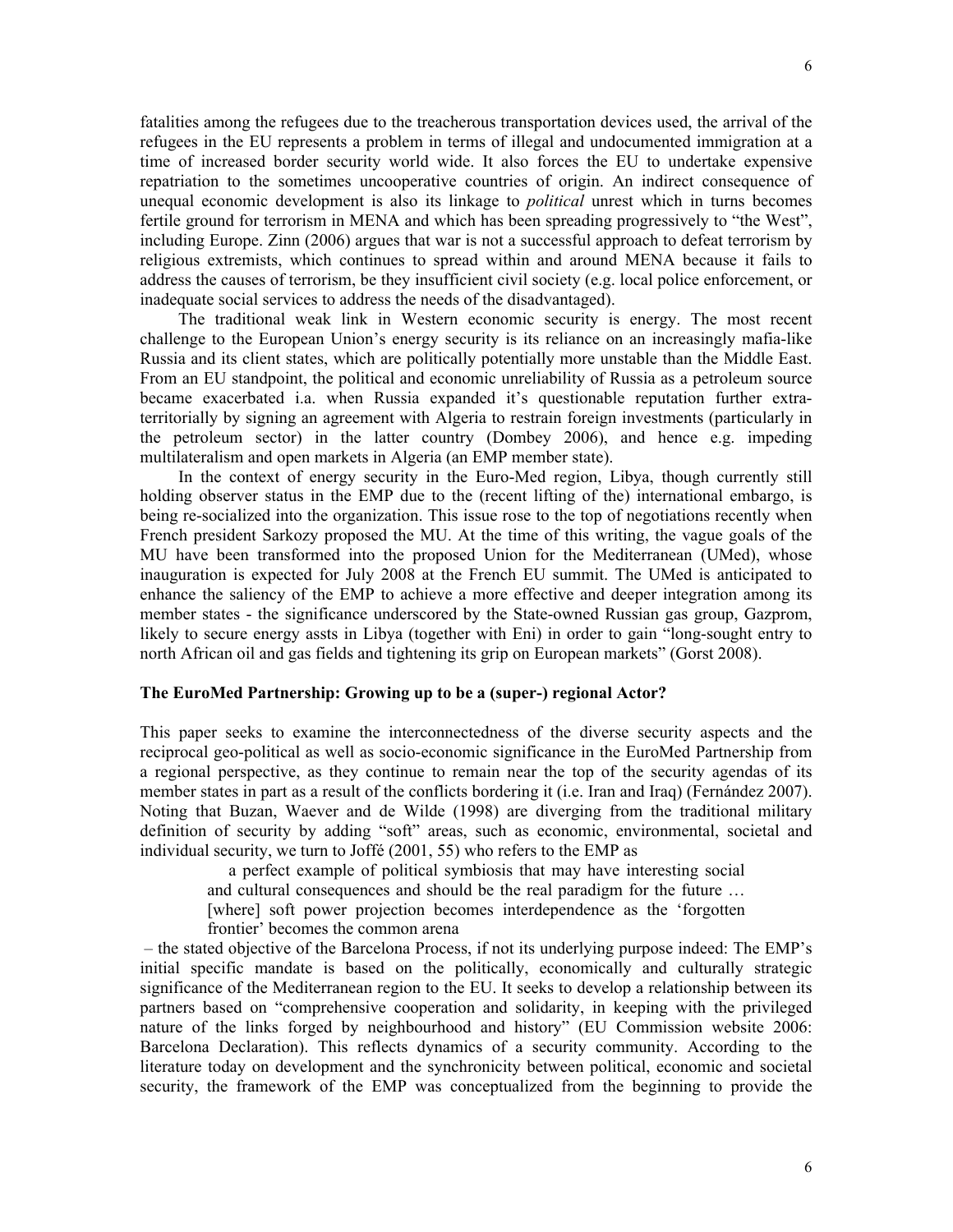fatalities among the refugees due to the treacherous transportation devices used, the arrival of the refugees in the EU represents a problem in terms of illegal and undocumented immigration at a time of increased border security world wide. It also forces the EU to undertake expensive repatriation to the sometimes uncooperative countries of origin. An indirect consequence of unequal economic development is also its linkage to *political* unrest which in turns becomes fertile ground for terrorism in MENA and which has been spreading progressively to "the West", including Europe. Zinn (2006) argues that war is not a successful approach to defeat terrorism by religious extremists, which continues to spread within and around MENA because it fails to address the causes of terrorism, be they insufficient civil society (e.g. local police enforcement, or inadequate social services to address the needs of the disadvantaged).

The traditional weak link in Western economic security is energy. The most recent challenge to the European Union's energy security is its reliance on an increasingly mafia-like Russia and its client states, which are politically potentially more unstable than the Middle East. From an EU standpoint, the political and economic unreliability of Russia as a petroleum source became exacerbated i.a. when Russia expanded it's questionable reputation further extra-territorially by signing an agreement with Algeria to restrain foreign investments (particularly in the petroleum sector) in the latter country (Dombey 2006), and hence e.g. impeding multilateralism and open markets in Algeria (an EMP member state).

In the context of energy security in the Euro-Med region, Libya, though currently still holding observer status in the EMP due to the (recent lifting of the) international embargo, is being re-socialized into the organization. This issue rose to the top of negotiations recently when French president Sarkozy proposed the MU. At the time of this writing, the vague goals of the MU have been transformed into the proposed Union for the Mediterranean (UMed), whose inauguration is expected for July 2008 at the French EU summit. The UMed is anticipated to enhance the saliency of the EMP to achieve a more effective and deeper integration among its member states - the significance underscored by the State-owned Russian gas group, Gazprom, likely to secure energy assts in Libya (together with Eni) in order to gain "long-sought entry to north African oil and gas fields and tightening its grip on European markets" (Gorst 2008).

### The EuroMed Partnership: Growing up to be a (super-) regional Actor?

This paper seeks to examine the interconnectedness of the diverse security aspects and the reciprocal geo-political as well as socio-economic significance in the EuroMed Partnership from a regional perspective, as they continue to remain near the top of the security agendas of its member states in part as a result of the conflicts bordering it (i.e. Iran and Iraq) (Fernández 2007). Noting that Buzan, Waever and de Wilde (1998) are diverging from the traditional military definition of security by adding "soft" areas, such as economic, environmental, societal and individual security, we turn to Joffé (2001, 55) who refers to the EMP as

> a perfect example of political symbiosis that may have interesting social and cultural consequences and should be the real paradigm for the future … [where] soft power projection becomes interdependence as the 'forgotten frontier' becomes the common arena

– the stated objective of the Barcelona Process, if not its underlying purpose indeed: The EMP's initial specific mandate is based on the politically, economically and culturally strategic significance of the Mediterranean region to the EU. It seeks to develop a relationship between its partners based on "comprehensive cooperation and solidarity, in keeping with the privileged nature of the links forged by neighbourhood and history" (EU Commission website 2006: Barcelona Declaration). This reflects dynamics of a security community. According to the literature today on development and the synchronicity between political, economic and societal security, the framework of the EMP was conceptualized from the beginning to provide the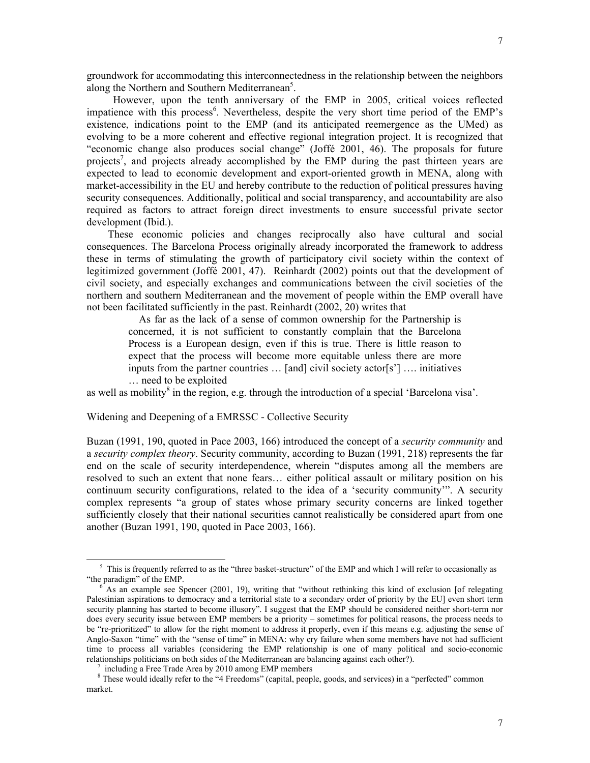groundwork for accommodating this interconnectedness in the relationship between the neighbors along the Northern and Southern Mediterranean[5].

However, upon the tenth anniversary of the EMP in 2005, critical voices reflected impatience with this process[6]. Nevertheless, despite the very short time period of the EMP's existence, indications point to the EMP (and its anticipated reemergence as the UMed) as evolving to be a more coherent and effective regional integration project. It is recognized that "economic change also produces social change" (Joffé 2001, 46). The proposals for future projects[7], and projects already accomplished by the EMP during the past thirteen years are expected to lead to economic development and export-oriented growth in MENA, along with market-accessibility in the EU and hereby contribute to the reduction of political pressures having security consequences. Additionally, political and social transparency, and accountability are also required as factors to attract foreign direct investments to ensure successful private sector development (Ibid.).

These economic policies and changes reciprocally also have cultural and social consequences. The Barcelona Process originally already incorporated the framework to address these in terms of stimulating the growth of participatory civil society within the context of legitimized government (Joffé 2001, 47). Reinhardt (2002) points out that the development of civil society, and especially exchanges and communications between the civil societies of the northern and southern Mediterranean and the movement of people within the EMP overall have not been facilitated sufficiently in the past. Reinhardt (2002, 20) writes that

> As far as the lack of a sense of common ownership for the Partnership is concerned, it is not sufficient to constantly complain that the Barcelona Process is a European design, even if this is true. There is little reason to expect that the process will become more equitable unless there are more inputs from the partner countries … [and] civil society actor[s'] …. initiatives … need to be exploited

as well as mobility[8] in the region, e.g. through the introduction of a special 'Barcelona visa'.

Widening and Deepening of a EMRSSC - Collective Security

Buzan (1991, 190, quoted in Pace 2003, 166) introduced the concept of a *security community* and a *security complex theory*. Security community, according to Buzan (1991, 218) represents the far end on the scale of security interdependence, wherein "disputes among all the members are resolved to such an extent that none fears… either political assault or military position on his continuum security configurations, related to the idea of a 'security community'". A security complex represents "a group of states whose primary security concerns are linked together sufficiently closely that their national securities cannot realistically be considered apart from one another (Buzan 1991, 190, quoted in Pace 2003, 166).

---

[5] This is frequently referred to as the "three basket-structure" of the EMP and which I will refer to occasionally as "the paradigm" of the EMP.

[6] As an example see Spencer (2001, 19), writing that "without rethinking this kind of exclusion [of relegating Palestinian aspirations to democracy and a territorial state to a secondary order of priority by the EU] even short term security planning has started to become illusory". I suggest that the EMP should be considered neither short-term nor does every security issue between EMP members be a priority – sometimes for political reasons, the process needs to be "re-prioritized" to allow for the right moment to address it properly, even if this means e.g. adjusting the sense of Anglo-Saxon "time" with the "sense of time" in MENA: why cry failure when some members have not had sufficient time to process all variables (considering the EMP relationship is one of many political and socio-economic relationships politicians on both sides of the Mediterranean are balancing against each other?).

[7] including a Free Trade Area by 2010 among EMP members

[8] These would ideally refer to the "4 Freedoms" (capital, people, goods, and services) in a "perfected" common market.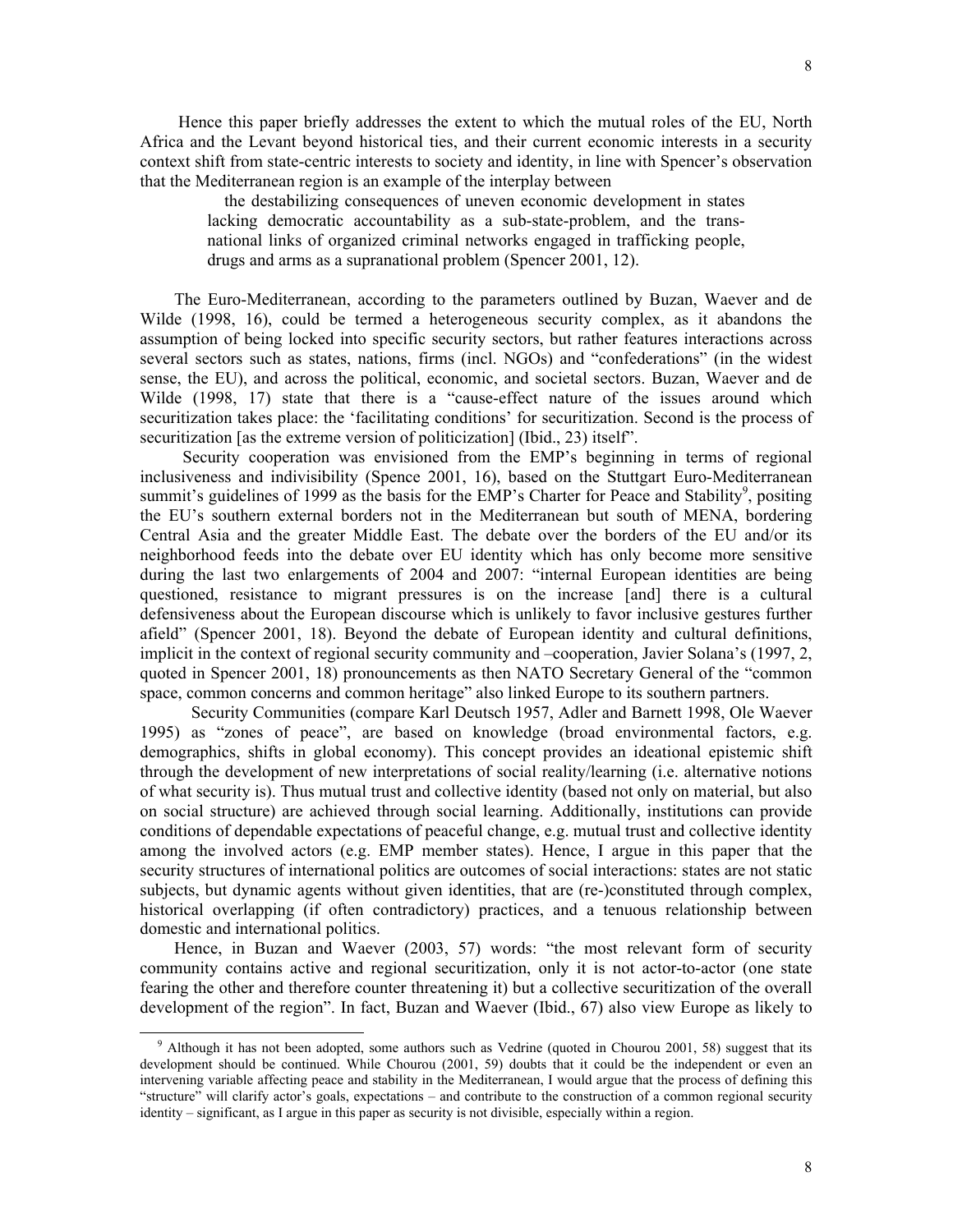Hence this paper briefly addresses the extent to which the mutual roles of the EU, North Africa and the Levant beyond historical ties, and their current economic interests in a security context shift from state-centric interests to society and identity, in line with Spencer's observation that the Mediterranean region is an example of the interplay between

> the destabilizing consequences of uneven economic development in states lacking democratic accountability as a sub-state-problem, and the trans-national links of organized criminal networks engaged in trafficking people, drugs and arms as a supranational problem (Spencer 2001, 12).

The Euro-Mediterranean, according to the parameters outlined by Buzan, Waever and de Wilde (1998, 16), could be termed a heterogeneous security complex, as it abandons the assumption of being locked into specific security sectors, but rather features interactions across several sectors such as states, nations, firms (incl. NGOs) and "confederations" (in the widest sense, the EU), and across the political, economic, and societal sectors. Buzan, Waever and de Wilde (1998, 17) state that there is a "cause-effect nature of the issues around which securitization takes place: the 'facilitating conditions' for securitization. Second is the process of securitization [as the extreme version of politicization] (Ibid., 23) itself".

Security cooperation was envisioned from the EMP's beginning in terms of regional inclusiveness and indivisibility (Spence 2001, 16), based on the Stuttgart Euro-Mediterranean summit's guidelines of 1999 as the basis for the EMP's Charter for Peace and Stability[9], positing the EU's southern external borders not in the Mediterranean but south of MENA, bordering Central Asia and the greater Middle East. The debate over the borders of the EU and/or its neighborhood feeds into the debate over EU identity which has only become more sensitive during the last two enlargements of 2004 and 2007: "internal European identities are being questioned, resistance to migrant pressures is on the increase [and] there is a cultural defensiveness about the European discourse which is unlikely to favor inclusive gestures further afield" (Spencer 2001, 18). Beyond the debate of European identity and cultural definitions, implicit in the context of regional security community and –cooperation, Javier Solana's (1997, 2, quoted in Spencer 2001, 18) pronouncements as then NATO Secretary General of the "common space, common concerns and common heritage" also linked Europe to its southern partners.

Security Communities (compare Karl Deutsch 1957, Adler and Barnett 1998, Ole Waever 1995) as "zones of peace", are based on knowledge (broad environmental factors, e.g. demographics, shifts in global economy). This concept provides an ideational epistemic shift through the development of new interpretations of social reality/learning (i.e. alternative notions of what security is). Thus mutual trust and collective identity (based not only on material, but also on social structure) are achieved through social learning. Additionally, institutions can provide conditions of dependable expectations of peaceful change, e.g. mutual trust and collective identity among the involved actors (e.g. EMP member states). Hence, I argue in this paper that the security structures of international politics are outcomes of social interactions: states are not static subjects, but dynamic agents without given identities, that are (re-)constituted through complex, historical overlapping (if often contradictory) practices, and a tenuous relationship between domestic and international politics.

Hence, in Buzan and Waever (2003, 57) words: "the most relevant form of security community contains active and regional securitization, only it is not actor-to-actor (one state fearing the other and therefore counter threatening it) but a collective securitization of the overall development of the region". In fact, Buzan and Waever (Ibid., 67) also view Europe as likely to

---

[9] Although it has not been adopted, some authors such as Vedrine (quoted in Chourou 2001, 58) suggest that its development should be continued. While Chourou (2001, 59) doubts that it could be the independent or even an intervening variable affecting peace and stability in the Mediterranean, I would argue that the process of defining this "structure" will clarify actor's goals, expectations – and contribute to the construction of a common regional security identity – significant, as I argue in this paper as security is not divisible, especially within a region.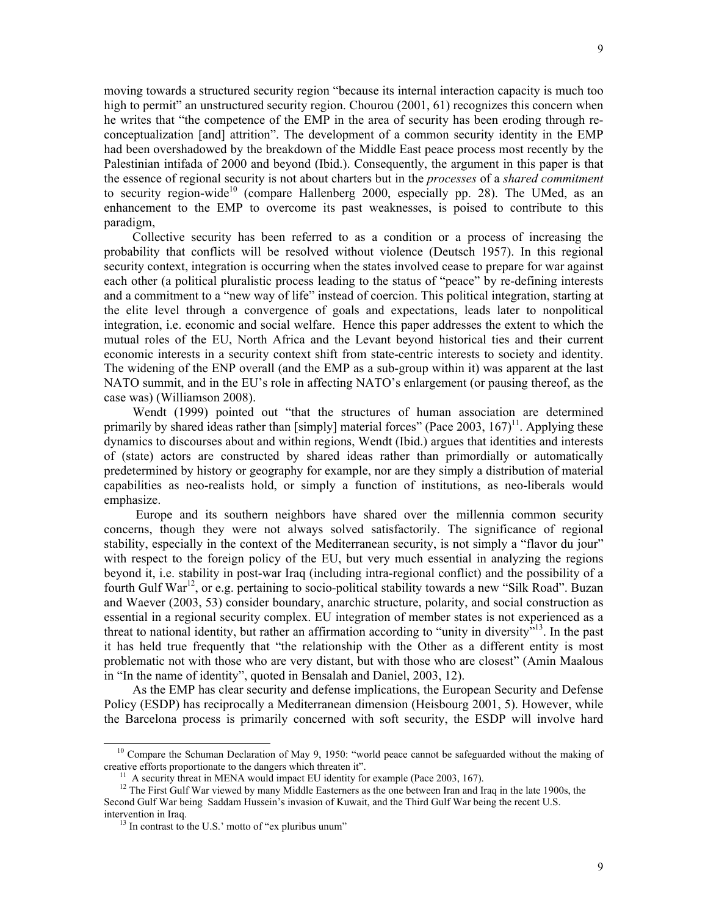moving towards a structured security region "because its internal interaction capacity is much too high to permit" an unstructured security region. Chourou (2001, 61) recognizes this concern when he writes that "the competence of the EMP in the area of security has been eroding through re-conceptualization [and] attrition". The development of a common security identity in the EMP had been overshadowed by the breakdown of the Middle East peace process most recently by the Palestinian intifada of 2000 and beyond (Ibid.). Consequently, the argument in this paper is that the essence of regional security is not about charters but in the *processes* of a *shared commitment* to security region-wide[10] (compare Hallenberg 2000, especially pp. 28). The UMed, as an enhancement to the EMP to overcome its past weaknesses, is poised to contribute to this paradigm,

Collective security has been referred to as a condition or a process of increasing the probability that conflicts will be resolved without violence (Deutsch 1957). In this regional security context, integration is occurring when the states involved cease to prepare for war against each other (a political pluralistic process leading to the status of "peace" by re-defining interests and a commitment to a "new way of life" instead of coercion. This political integration, starting at the elite level through a convergence of goals and expectations, leads later to nonpolitical integration, i.e. economic and social welfare. Hence this paper addresses the extent to which the mutual roles of the EU, North Africa and the Levant beyond historical ties and their current economic interests in a security context shift from state-centric interests to society and identity. The widening of the ENP overall (and the EMP as a sub-group within it) was apparent at the last NATO summit, and in the EU's role in affecting NATO's enlargement (or pausing thereof, as the case was) (Williamson 2008).

Wendt (1999) pointed out "that the structures of human association are determined primarily by shared ideas rather than [simply] material forces" (Pace 2003, 167)[11]. Applying these dynamics to discourses about and within regions, Wendt (Ibid.) argues that identities and interests of (state) actors are constructed by shared ideas rather than primordially or automatically predetermined by history or geography for example, nor are they simply a distribution of material capabilities as neo-realists hold, or simply a function of institutions, as neo-liberals would emphasize.

Europe and its southern neighbors have shared over the millennia common security concerns, though they were not always solved satisfactorily. The significance of regional stability, especially in the context of the Mediterranean security, is not simply a "flavor du jour" with respect to the foreign policy of the EU, but very much essential in analyzing the regions beyond it, i.e. stability in post-war Iraq (including intra-regional conflict) and the possibility of a fourth Gulf War[12], or e.g. pertaining to socio-political stability towards a new "Silk Road". Buzan and Waever (2003, 53) consider boundary, anarchic structure, polarity, and social construction as essential in a regional security complex. EU integration of member states is not experienced as a threat to national identity, but rather an affirmation according to "unity in diversity"[13]. In the past it has held true frequently that "the relationship with the Other as a different entity is most problematic not with those who are very distant, but with those who are closest" (Amin Maalous in "In the name of identity", quoted in Bensalah and Daniel, 2003, 12).

As the EMP has clear security and defense implications, the European Security and Defense Policy (ESDP) has reciprocally a Mediterranean dimension (Heisbourg 2001, 5). However, while the Barcelona process is primarily concerned with soft security, the ESDP will involve hard

---

[10] Compare the Schuman Declaration of May 9, 1950: "world peace cannot be safeguarded without the making of creative efforts proportionate to the dangers which threaten it".

[11] A security threat in MENA would impact EU identity for example (Pace 2003, 167).

[12] The First Gulf War viewed by many Middle Easterners as the one between Iran and Iraq in the late 1900s, the Second Gulf War being Saddam Hussein's invasion of Kuwait, and the Third Gulf War being the recent U.S. intervention in Iraq.

[13] In contrast to the U.S.' motto of "ex pluribus unum"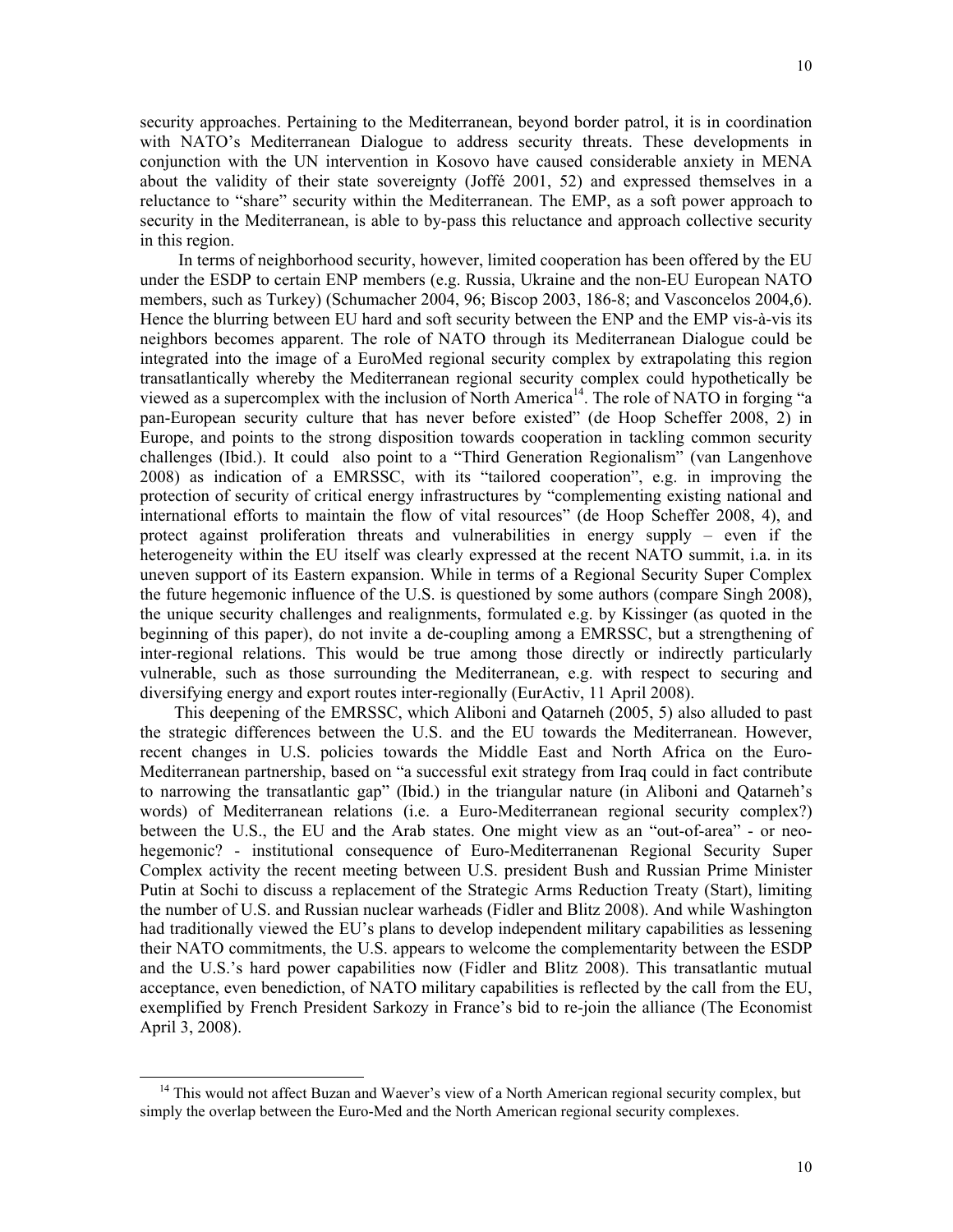security approaches. Pertaining to the Mediterranean, beyond border patrol, it is in coordination with NATO's Mediterranean Dialogue to address security threats. These developments in conjunction with the UN intervention in Kosovo have caused considerable anxiety in MENA about the validity of their state sovereignty (Joffé 2001, 52) and expressed themselves in a reluctance to "share" security within the Mediterranean. The EMP, as a soft power approach to security in the Mediterranean, is able to by-pass this reluctance and approach collective security in this region.

In terms of neighborhood security, however, limited cooperation has been offered by the EU under the ESDP to certain ENP members (e.g. Russia, Ukraine and the non-EU European NATO members, such as Turkey) (Schumacher 2004, 96; Biscop 2003, 186-8; and Vasconcelos 2004,6). Hence the blurring between EU hard and soft security between the ENP and the EMP vis-à-vis its neighbors becomes apparent. The role of NATO through its Mediterranean Dialogue could be integrated into the image of a EuroMed regional security complex by extrapolating this region transatlantically whereby the Mediterranean regional security complex could hypothetically be viewed as a supercomplex with the inclusion of North America[14]. The role of NATO in forging "a pan-European security culture that has never before existed" (de Hoop Scheffer 2008, 2) in Europe, and points to the strong disposition towards cooperation in tackling common security challenges (Ibid.). It could also point to a "Third Generation Regionalism" (van Langenhove 2008) as indication of a EMRSSC, with its "tailored cooperation", e.g. in improving the protection of security of critical energy infrastructures by "complementing existing national and international efforts to maintain the flow of vital resources" (de Hoop Scheffer 2008, 4), and protect against proliferation threats and vulnerabilities in energy supply – even if the heterogeneity within the EU itself was clearly expressed at the recent NATO summit, i.a. in its uneven support of its Eastern expansion. While in terms of a Regional Security Super Complex the future hegemonic influence of the U.S. is questioned by some authors (compare Singh 2008), the unique security challenges and realignments, formulated e.g. by Kissinger (as quoted in the beginning of this paper), do not invite a de-coupling among a EMRSSC, but a strengthening of inter-regional relations. This would be true among those directly or indirectly particularly vulnerable, such as those surrounding the Mediterranean, e.g. with respect to securing and diversifying energy and export routes inter-regionally (EurActiv, 11 April 2008).

This deepening of the EMRSSC, which Aliboni and Qatarneh (2005, 5) also alluded to past the strategic differences between the U.S. and the EU towards the Mediterranean. However, recent changes in U.S. policies towards the Middle East and North Africa on the Euro-Mediterranean partnership, based on "a successful exit strategy from Iraq could in fact contribute to narrowing the transatlantic gap" (Ibid.) in the triangular nature (in Aliboni and Qatarneh's words) of Mediterranean relations (i.e. a Euro-Mediterranean regional security complex?) between the U.S., the EU and the Arab states. One might view as an "out-of-area" - or neo-hegemonic? - institutional consequence of Euro-Mediterranenan Regional Security Super Complex activity the recent meeting between U.S. president Bush and Russian Prime Minister Putin at Sochi to discuss a replacement of the Strategic Arms Reduction Treaty (Start), limiting the number of U.S. and Russian nuclear warheads (Fidler and Blitz 2008). And while Washington had traditionally viewed the EU's plans to develop independent military capabilities as lessening their NATO commitments, the U.S. appears to welcome the complementarity between the ESDP and the U.S.'s hard power capabilities now (Fidler and Blitz 2008). This transatlantic mutual acceptance, even benediction, of NATO military capabilities is reflected by the call from the EU, exemplified by French President Sarkozy in France's bid to re-join the alliance (The Economist April 3, 2008).

[14] This would not affect Buzan and Waever's view of a North American regional security complex, but simply the overlap between the Euro-Med and the North American regional security complexes.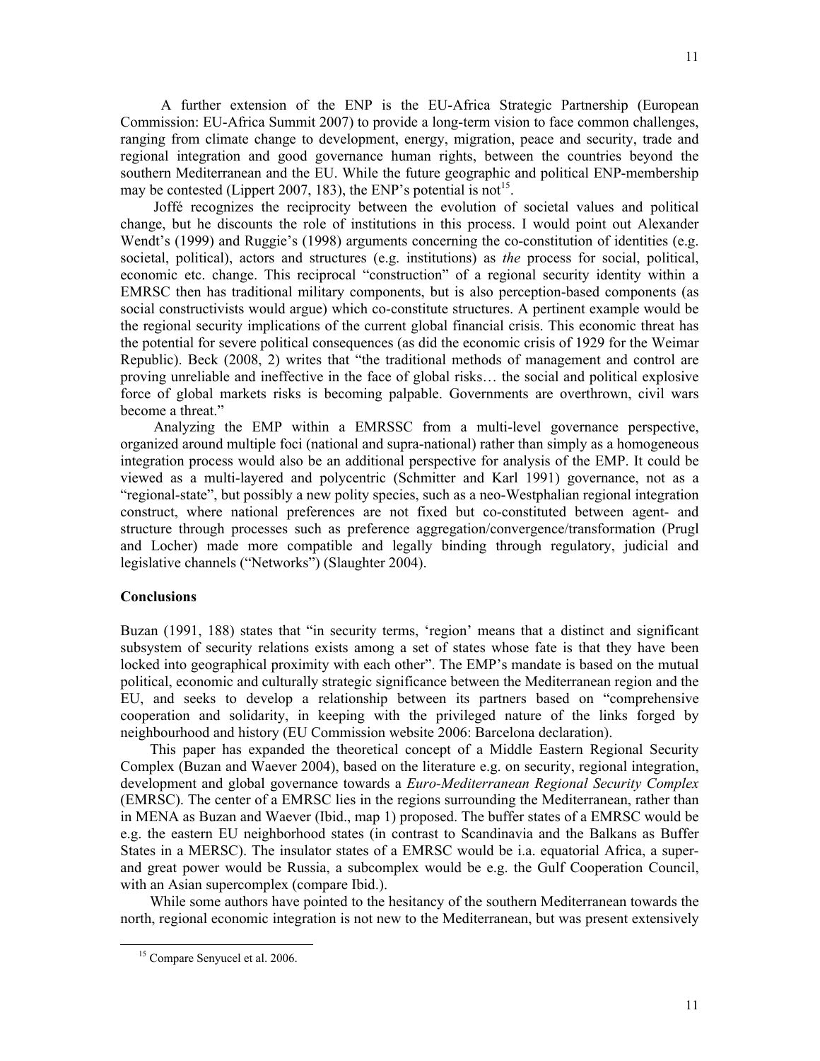A further extension of the ENP is the EU-Africa Strategic Partnership (European Commission: EU-Africa Summit 2007) to provide a long-term vision to face common challenges, ranging from climate change to development, energy, migration, peace and security, trade and regional integration and good governance human rights, between the countries beyond the southern Mediterranean and the EU. While the future geographic and political ENP-membership may be contested (Lippert 2007, 183), the ENP's potential is not[15].

Joffé recognizes the reciprocity between the evolution of societal values and political change, but he discounts the role of institutions in this process. I would point out Alexander Wendt's (1999) and Ruggie's (1998) arguments concerning the co-constitution of identities (e.g. societal, political), actors and structures (e.g. institutions) as *the* process for social, political, economic etc. change. This reciprocal "construction" of a regional security identity within a EMRSC then has traditional military components, but is also perception-based components (as social constructivists would argue) which co-constitute structures. A pertinent example would be the regional security implications of the current global financial crisis. This economic threat has the potential for severe political consequences (as did the economic crisis of 1929 for the Weimar Republic). Beck (2008, 2) writes that "the traditional methods of management and control are proving unreliable and ineffective in the face of global risks… the social and political explosive force of global markets risks is becoming palpable. Governments are overthrown, civil wars become a threat."

Analyzing the EMP within a EMRSSC from a multi-level governance perspective, organized around multiple foci (national and supra-national) rather than simply as a homogeneous integration process would also be an additional perspective for analysis of the EMP. It could be viewed as a multi-layered and polycentric (Schmitter and Karl 1991) governance, not as a "regional-state", but possibly a new polity species, such as a neo-Westphalian regional integration construct, where national preferences are not fixed but co-constituted between agent- and structure through processes such as preference aggregation/convergence/transformation (Prugl and Locher) made more compatible and legally binding through regulatory, judicial and legislative channels ("Networks") (Slaughter 2004).

**Conclusions**

Buzan (1991, 188) states that "in security terms, 'region' means that a distinct and significant subsystem of security relations exists among a set of states whose fate is that they have been locked into geographical proximity with each other". The EMP's mandate is based on the mutual political, economic and culturally strategic significance between the Mediterranean region and the EU, and seeks to develop a relationship between its partners based on "comprehensive cooperation and solidarity, in keeping with the privileged nature of the links forged by neighbourhood and history (EU Commission website 2006: Barcelona declaration).

This paper has expanded the theoretical concept of a Middle Eastern Regional Security Complex (Buzan and Waever 2004), based on the literature e.g. on security, regional integration, development and global governance towards a *Euro-Mediterranean Regional Security Complex* (EMRSC). The center of a EMRSC lies in the regions surrounding the Mediterranean, rather than in MENA as Buzan and Waever (Ibid., map 1) proposed. The buffer states of a EMRSC would be e.g. the eastern EU neighborhood states (in contrast to Scandinavia and the Balkans as Buffer States in a MERSC). The insulator states of a EMRSC would be i.a. equatorial Africa, a super- and great power would be Russia, a subcomplex would be e.g. the Gulf Cooperation Council, with an Asian supercomplex (compare Ibid.).

While some authors have pointed to the hesitancy of the southern Mediterranean towards the north, regional economic integration is not new to the Mediterranean, but was present extensively

[15] Compare Senyucel et al. 2006.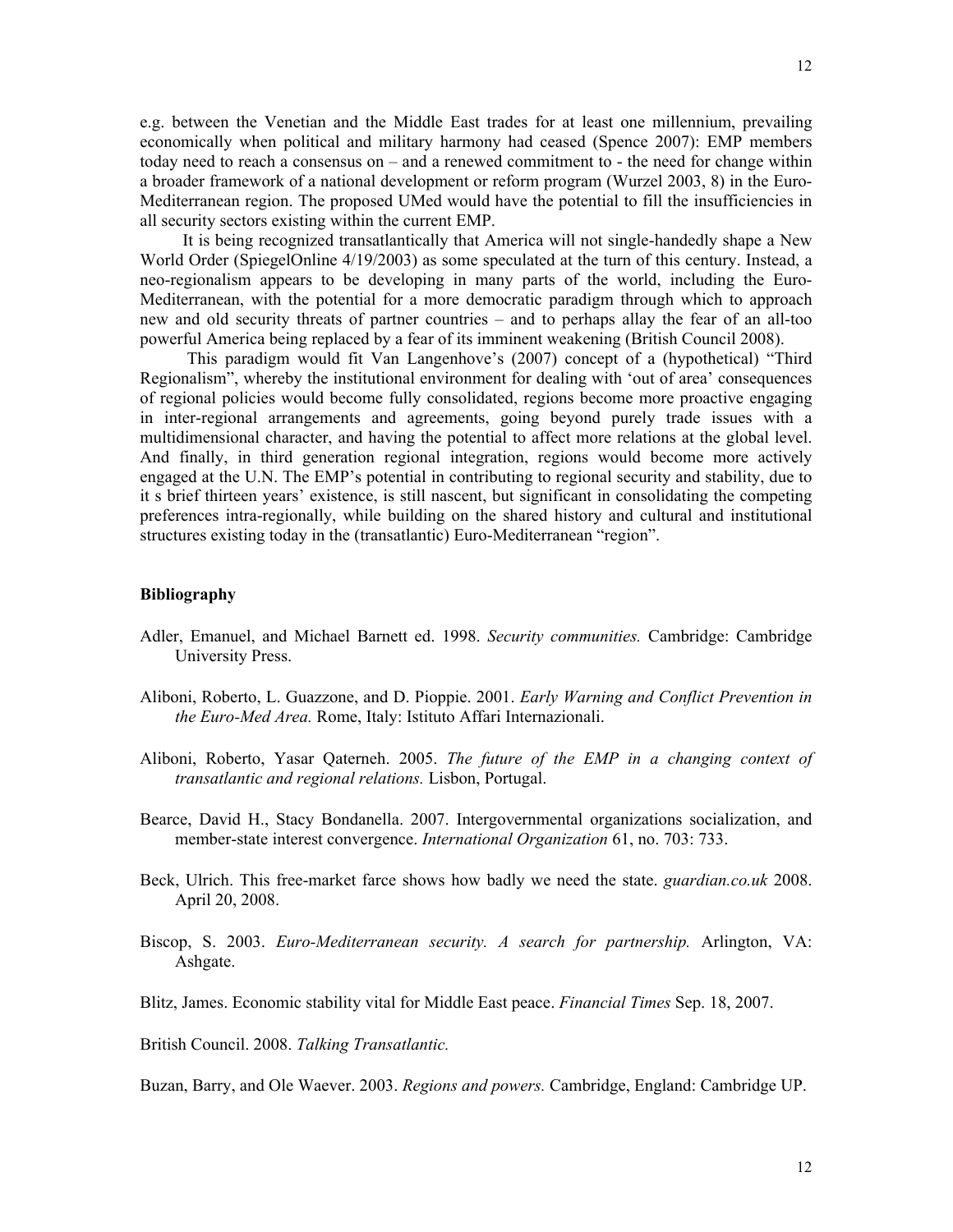e.g. between the Venetian and the Middle East trades for at least one millennium, prevailing economically when political and military harmony had ceased (Spence 2007): EMP members today need to reach a consensus on – and a renewed commitment to - the need for change within a broader framework of a national development or reform program (Wurzel 2003, 8) in the Euro-Mediterranean region. The proposed UMed would have the potential to fill the insufficiencies in all security sectors existing within the current EMP.

It is being recognized transatlantically that America will not single-handedly shape a New World Order (SpiegelOnline 4/19/2003) as some speculated at the turn of this century. Instead, a neo-regionalism appears to be developing in many parts of the world, including the Euro-Mediterranean, with the potential for a more democratic paradigm through which to approach new and old security threats of partner countries – and to perhaps allay the fear of an all-too powerful America being replaced by a fear of its imminent weakening (British Council 2008).

This paradigm would fit Van Langenhove's (2007) concept of a (hypothetical) "Third Regionalism", whereby the institutional environment for dealing with 'out of area' consequences of regional policies would become fully consolidated, regions become more proactive engaging in inter-regional arrangements and agreements, going beyond purely trade issues with a multidimensional character, and having the potential to affect more relations at the global level. And finally, in third generation regional integration, regions would become more actively engaged at the U.N. The EMP's potential in contributing to regional security and stability, due to it s brief thirteen years' existence, is still nascent, but significant in consolidating the competing preferences intra-regionally, while building on the shared history and cultural and institutional structures existing today in the (transatlantic) Euro-Mediterranean "region".

## Bibliography

Adler, Emanuel, and Michael Barnett ed. 1998. *Security communities.* Cambridge: Cambridge University Press.

Aliboni, Roberto, L. Guazzone, and D. Pioppie. 2001. *Early Warning and Conflict Prevention in the Euro-Med Area.* Rome, Italy: Istituto Affari Internazionali.

Aliboni, Roberto, Yasar Qaterneh. 2005. *The future of the EMP in a changing context of transatlantic and regional relations.* Lisbon, Portugal.

Bearce, David H., Stacy Bondanella. 2007. Intergovernmental organizations socialization, and member-state interest convergence. *International Organization* 61, no. 703: 733.

Beck, Ulrich. This free-market farce shows how badly we need the state. *guardian.co.uk* 2008. April 20, 2008.

Biscop, S. 2003. *Euro-Mediterranean security. A search for partnership.* Arlington, VA: Ashgate.

Blitz, James. Economic stability vital for Middle East peace. *Financial Times* Sep. 18, 2007.

British Council. 2008. *Talking Transatlantic.*

Buzan, Barry, and Ole Waever. 2003. *Regions and powers.* Cambridge, England: Cambridge UP.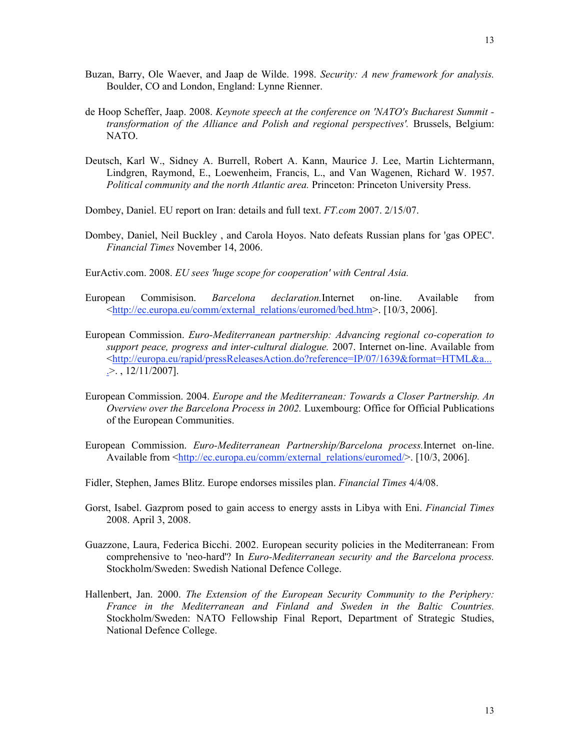Buzan, Barry, Ole Waever, and Jaap de Wilde. 1998. *Security: A new framework for analysis.* Boulder, CO and London, England: Lynne Rienner.

de Hoop Scheffer, Jaap. 2008. *Keynote speech at the conference on 'NATO's Bucharest Summit - transformation of the Alliance and Polish and regional perspectives'.* Brussels, Belgium: NATO.

Deutsch, Karl W., Sidney A. Burrell, Robert A. Kann, Maurice J. Lee, Martin Lichtermann, Lindgren, Raymond, E., Loewenheim, Francis, L., and Van Wagenen, Richard W. 1957. *Political community and the north Atlantic area.* Princeton: Princeton University Press.

Dombey, Daniel. EU report on Iran: details and full text. *FT.com* 2007. 2/15/07.

Dombey, Daniel, Neil Buckley , and Carola Hoyos. Nato defeats Russian plans for 'gas OPEC'. *Financial Times* November 14, 2006.

EurActiv.com. 2008. *EU sees 'huge scope for cooperation' with Central Asia.*

European Commisison. *Barcelona declaration.*Internet on-line. Available from <http://ec.europa.eu/comm/external_relations/euromed/bed.htm>. [10/3, 2006].

European Commission. *Euro-Mediterranean partnership: Advancing regional co-operation to support peace, progress and inter-cultural dialogue.* 2007. Internet on-line. Available from <http://europa.eu/rapid/pressReleasesAction.do?reference=IP/07/1639&format=HTML&a....>. , 12/11/2007].

European Commission. 2004. *Europe and the Mediterranean: Towards a Closer Partnership. An Overview over the Barcelona Process in 2002.* Luxembourg: Office for Official Publications of the European Communities.

European Commission. *Euro-Mediterranean Partnership/Barcelona process.*Internet on-line. Available from <http://ec.europa.eu/comm/external_relations/euromed/>. [10/3, 2006].

Fidler, Stephen, James Blitz. Europe endorses missiles plan. *Financial Times* 4/4/08.

Gorst, Isabel. Gazprom posed to gain access to energy assts in Libya with Eni. *Financial Times* 2008. April 3, 2008.

Guazzone, Laura, Federica Bicchi. 2002. European security policies in the Mediterranean: From comprehensive to 'neo-hard'? In *Euro-Mediterranean security and the Barcelona process.* Stockholm/Sweden: Swedish National Defence College.

Hallenbert, Jan. 2000. *The Extension of the European Security Community to the Periphery: France in the Mediterranean and Finland and Sweden in the Baltic Countries.* Stockholm/Sweden: NATO Fellowship Final Report, Department of Strategic Studies, National Defence College.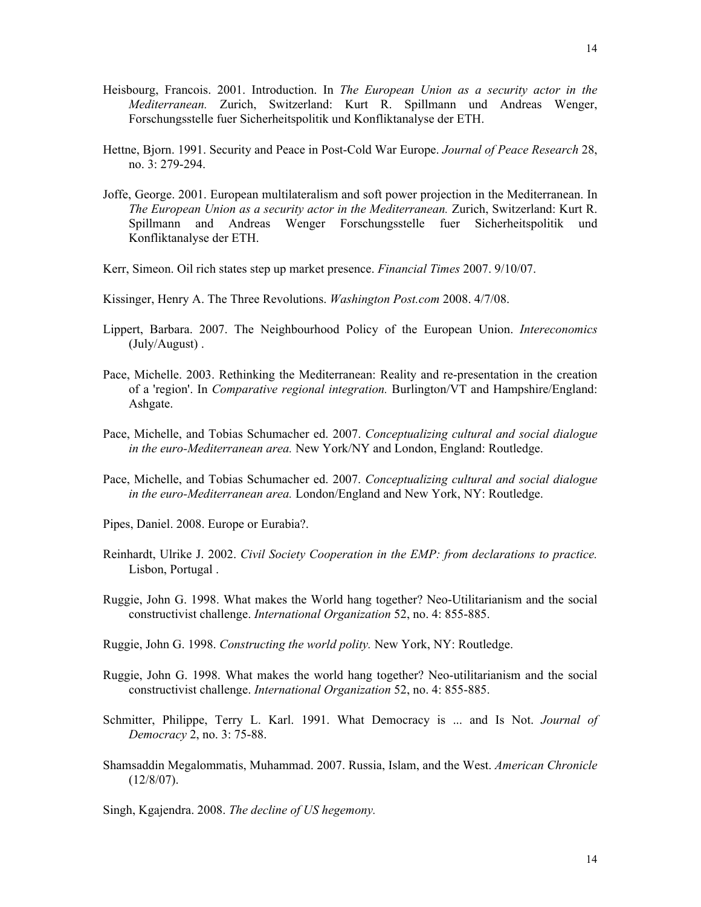Heisbourg, Francois. 2001. Introduction. In *The European Union as a security actor in the Mediterranean.* Zurich, Switzerland: Kurt R. Spillmann und Andreas Wenger, Forschungsstelle fuer Sicherheitspolitik und Konfliktanalyse der ETH.

Hettne, Bjorn. 1991. Security and Peace in Post-Cold War Europe. *Journal of Peace Research* 28, no. 3: 279-294.

Joffe, George. 2001. European multilateralism and soft power projection in the Mediterranean. In *The European Union as a security actor in the Mediterranean.* Zurich, Switzerland: Kurt R. Spillmann and Andreas Wenger Forschungsstelle fuer Sicherheitspolitik und Konfliktanalyse der ETH.

Kerr, Simeon. Oil rich states step up market presence. *Financial Times* 2007. 9/10/07.

Kissinger, Henry A. The Three Revolutions. *Washington Post.com* 2008. 4/7/08.

Lippert, Barbara. 2007. The Neighbourhood Policy of the European Union. *Intereconomics* (July/August) .

Pace, Michelle. 2003. Rethinking the Mediterranean: Reality and re-presentation in the creation of a 'region'. In *Comparative regional integration.* Burlington/VT and Hampshire/England: Ashgate.

Pace, Michelle, and Tobias Schumacher ed. 2007. *Conceptualizing cultural and social dialogue in the euro-Mediterranean area.* New York/NY and London, England: Routledge.

Pace, Michelle, and Tobias Schumacher ed. 2007. *Conceptualizing cultural and social dialogue in the euro-Mediterranean area.* London/England and New York, NY: Routledge.

Pipes, Daniel. 2008. Europe or Eurabia?.

Reinhardt, Ulrike J. 2002. *Civil Society Cooperation in the EMP: from declarations to practice.* Lisbon, Portugal .

Ruggie, John G. 1998. What makes the World hang together? Neo-Utilitarianism and the social constructivist challenge. *International Organization* 52, no. 4: 855-885.

Ruggie, John G. 1998. *Constructing the world polity.* New York, NY: Routledge.

Ruggie, John G. 1998. What makes the world hang together? Neo-utilitarianism and the social constructivist challenge. *International Organization* 52, no. 4: 855-885.

Schmitter, Philippe, Terry L. Karl. 1991. What Democracy is ... and Is Not. *Journal of Democracy* 2, no. 3: 75-88.

Shamsaddin Megalommatis, Muhammad. 2007. Russia, Islam, and the West. *American Chronicle* (12/8/07).

Singh, Kgajendra. 2008. *The decline of US hegemony.*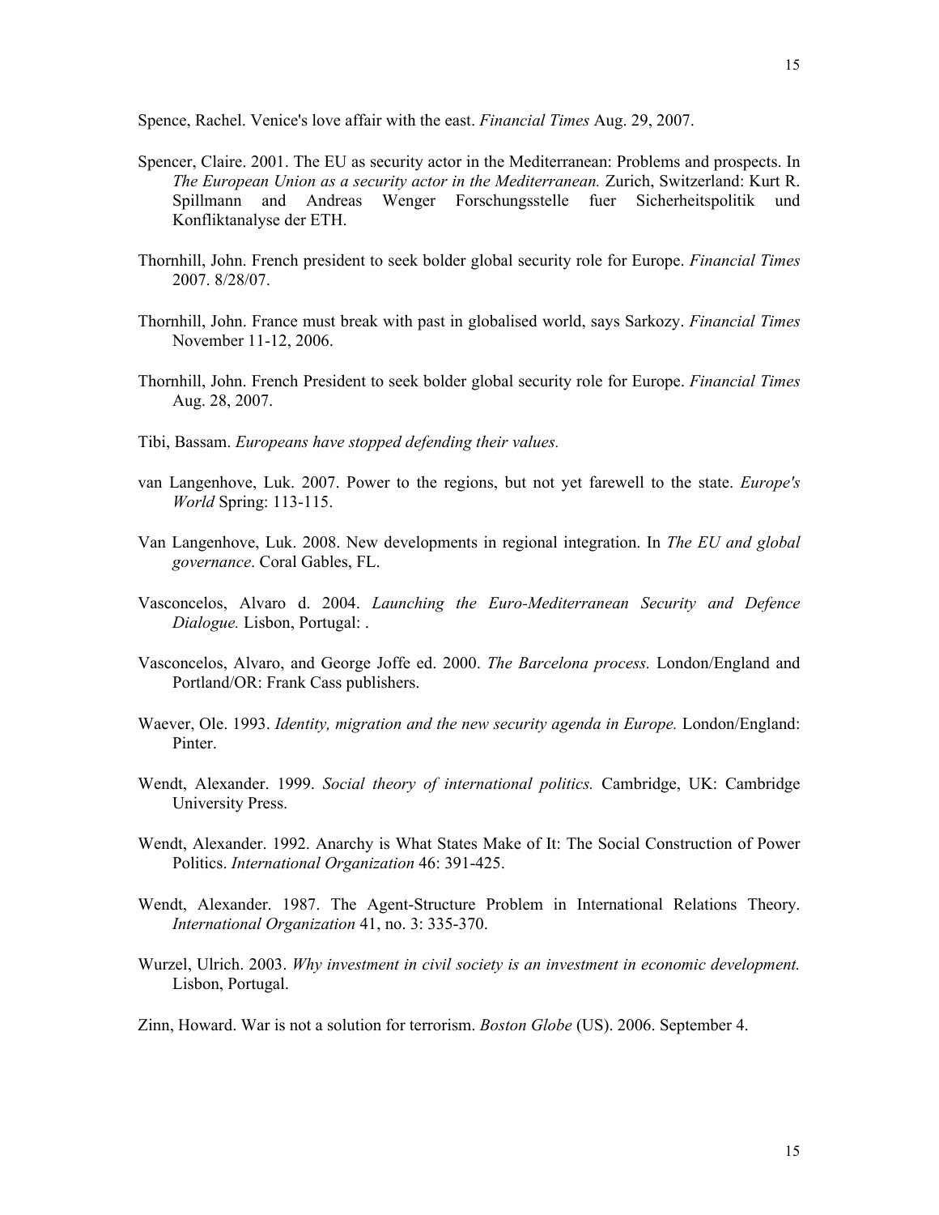Spence, Rachel. Venice's love affair with the east. *Financial Times* Aug. 29, 2007.

Spencer, Claire. 2001. The EU as security actor in the Mediterranean: Problems and prospects. In *The European Union as a security actor in the Mediterranean.* Zurich, Switzerland: Kurt R. Spillmann and Andreas Wenger Forschungsstelle fuer Sicherheitspolitik und Konfliktanalyse der ETH.

Thornhill, John. French president to seek bolder global security role for Europe. *Financial Times* 2007. 8/28/07.

Thornhill, John. France must break with past in globalised world, says Sarkozy. *Financial Times* November 11-12, 2006.

Thornhill, John. French President to seek bolder global security role for Europe. *Financial Times* Aug. 28, 2007.

Tibi, Bassam. *Europeans have stopped defending their values.*

van Langenhove, Luk. 2007. Power to the regions, but not yet farewell to the state. *Europe's World* Spring: 113-115.

Van Langenhove, Luk. 2008. New developments in regional integration. In *The EU and global governance*. Coral Gables, FL.

Vasconcelos, Alvaro d. 2004. *Launching the Euro-Mediterranean Security and Defence Dialogue.* Lisbon, Portugal: .

Vasconcelos, Alvaro, and George Joffe ed. 2000. *The Barcelona process.* London/England and Portland/OR: Frank Cass publishers.

Waever, Ole. 1993. *Identity, migration and the new security agenda in Europe.* London/England: Pinter.

Wendt, Alexander. 1999. *Social theory of international politics.* Cambridge, UK: Cambridge University Press.

Wendt, Alexander. 1992. Anarchy is What States Make of It: The Social Construction of Power Politics. *International Organization* 46: 391-425.

Wendt, Alexander. 1987. The Agent-Structure Problem in International Relations Theory. *International Organization* 41, no. 3: 335-370.

Wurzel, Ulrich. 2003. *Why investment in civil society is an investment in economic development.* Lisbon, Portugal.

Zinn, Howard. War is not a solution for terrorism. *Boston Globe* (US). 2006. September 4.